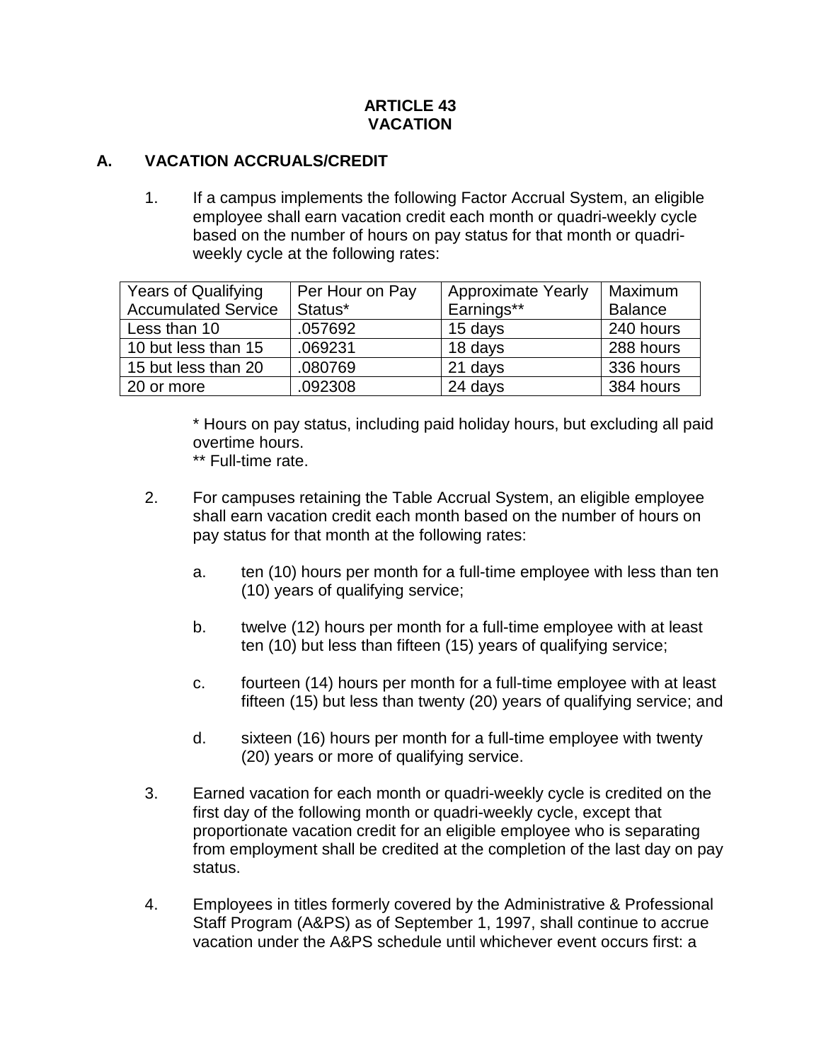# ARTICLE 43
# VACATION

## A. VACATION ACCRUALS/CREDIT

1. If a campus implements the following Factor Accrual System, an eligible employee shall earn vacation credit each month or quadri-weekly cycle based on the number of hours on pay status for that month or quadri-weekly cycle at the following rates:

| Years of Qualifying Accumulated Service | Per Hour on Pay Status* | Approximate Yearly Earnings** | Maximum Balance |
|---|---|---|---|
| Less than 10 | .057692 | 15 days | 240 hours |
| 10 but less than 15 | .069231 | 18 days | 288 hours |
| 15 but less than 20 | .080769 | 21 days | 336 hours |
| 20 or more | .092308 | 24 days | 384 hours |

   * Hours on pay status, including paid holiday hours, but excluding all paid overtime hours.
   ** Full-time rate.

2. For campuses retaining the Table Accrual System, an eligible employee shall earn vacation credit each month based on the number of hours on pay status for that month at the following rates:

   a. ten (10) hours per month for a full-time employee with less than ten (10) years of qualifying service;

   b. twelve (12) hours per month for a full-time employee with at least ten (10) but less than fifteen (15) years of qualifying service;

   c. fourteen (14) hours per month for a full-time employee with at least fifteen (15) but less than twenty (20) years of qualifying service; and

   d. sixteen (16) hours per month for a full-time employee with twenty (20) years or more of qualifying service.

3. Earned vacation for each month or quadri-weekly cycle is credited on the first day of the following month or quadri-weekly cycle, except that proportionate vacation credit for an eligible employee who is separating from employment shall be credited at the completion of the last day on pay status.

4. Employees in titles formerly covered by the Administrative & Professional Staff Program (A&PS) as of September 1, 1997, shall continue to accrue vacation under the A&PS schedule until whichever event occurs first: a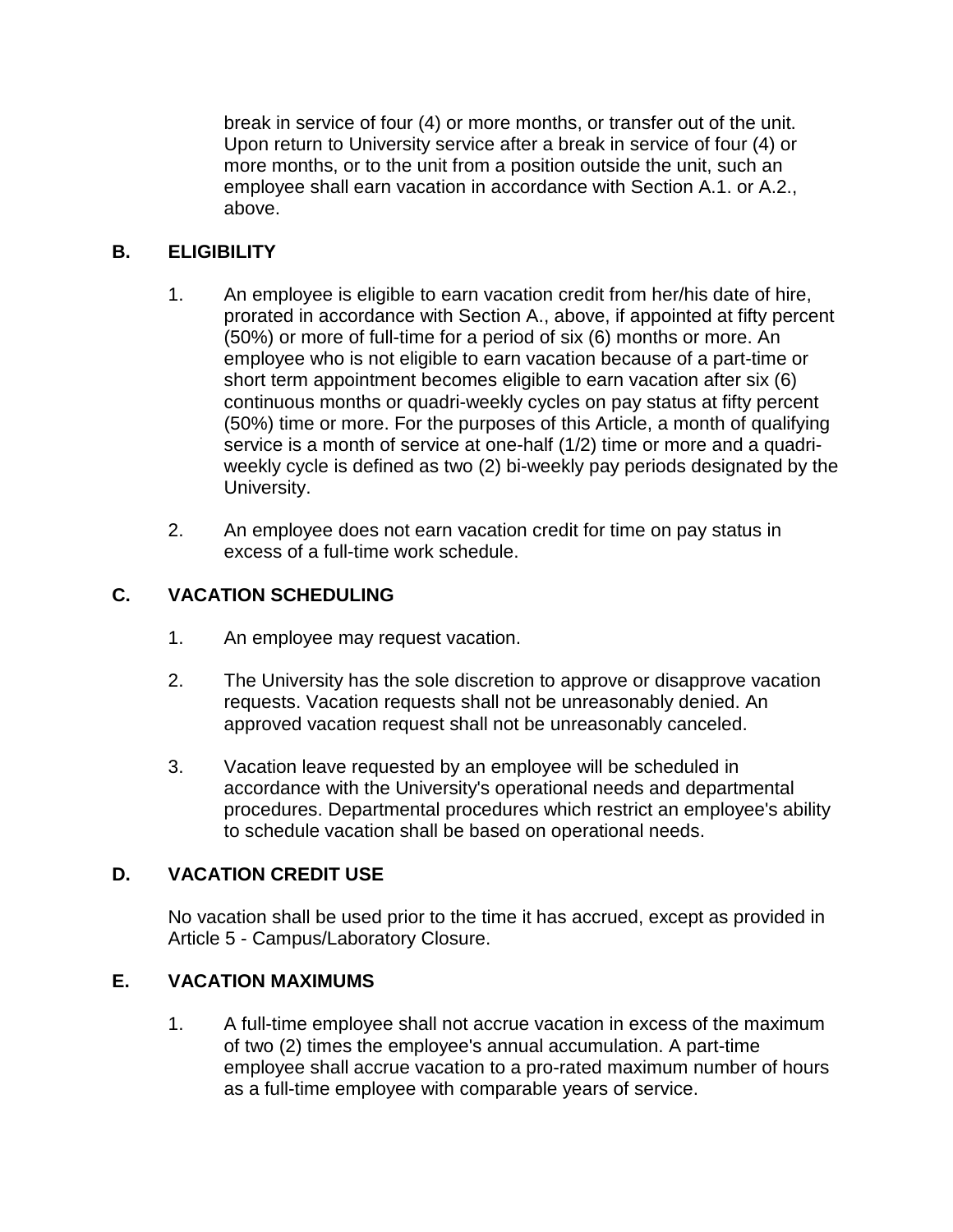break in service of four (4) or more months, or transfer out of the unit. Upon return to University service after a break in service of four (4) or more months, or to the unit from a position outside the unit, such an employee shall earn vacation in accordance with Section A.1. or A.2., above.

## B. ELIGIBILITY

1. An employee is eligible to earn vacation credit from her/his date of hire, prorated in accordance with Section A., above, if appointed at fifty percent (50%) or more of full-time for a period of six (6) months or more. An employee who is not eligible to earn vacation because of a part-time or short term appointment becomes eligible to earn vacation after six (6) continuous months or quadri-weekly cycles on pay status at fifty percent (50%) time or more. For the purposes of this Article, a month of qualifying service is a month of service at one-half (1/2) time or more and a quadri-weekly cycle is defined as two (2) bi-weekly pay periods designated by the University.

2. An employee does not earn vacation credit for time on pay status in excess of a full-time work schedule.

## C. VACATION SCHEDULING

1. An employee may request vacation.

2. The University has the sole discretion to approve or disapprove vacation requests. Vacation requests shall not be unreasonably denied. An approved vacation request shall not be unreasonably canceled.

3. Vacation leave requested by an employee will be scheduled in accordance with the University's operational needs and departmental procedures. Departmental procedures which restrict an employee's ability to schedule vacation shall be based on operational needs.

## D. VACATION CREDIT USE

No vacation shall be used prior to the time it has accrued, except as provided in Article 5 - Campus/Laboratory Closure.

## E. VACATION MAXIMUMS

1. A full-time employee shall not accrue vacation in excess of the maximum of two (2) times the employee's annual accumulation. A part-time employee shall accrue vacation to a pro-rated maximum number of hours as a full-time employee with comparable years of service.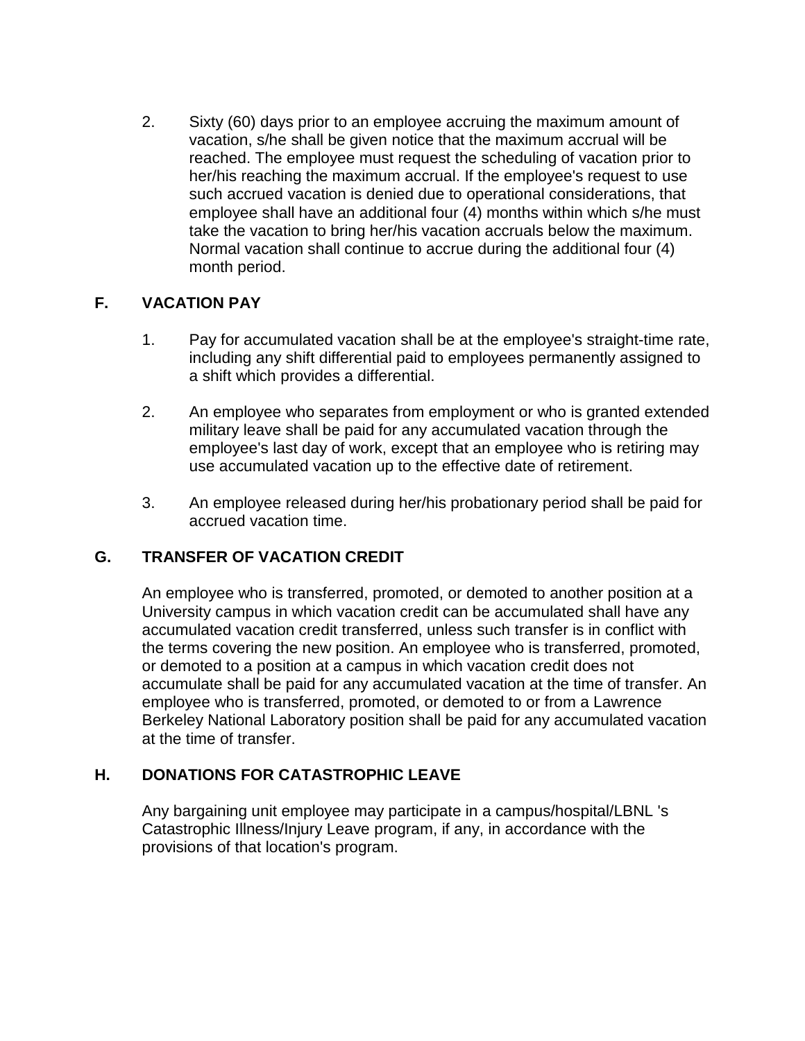2. Sixty (60) days prior to an employee accruing the maximum amount of vacation, s/he shall be given notice that the maximum accrual will be reached. The employee must request the scheduling of vacation prior to her/his reaching the maximum accrual. If the employee's request to use such accrued vacation is denied due to operational considerations, that employee shall have an additional four (4) months within which s/he must take the vacation to bring her/his vacation accruals below the maximum. Normal vacation shall continue to accrue during the additional four (4) month period.

## F. VACATION PAY

1. Pay for accumulated vacation shall be at the employee's straight-time rate, including any shift differential paid to employees permanently assigned to a shift which provides a differential.

2. An employee who separates from employment or who is granted extended military leave shall be paid for any accumulated vacation through the employee's last day of work, except that an employee who is retiring may use accumulated vacation up to the effective date of retirement.

3. An employee released during her/his probationary period shall be paid for accrued vacation time.

## G. TRANSFER OF VACATION CREDIT

An employee who is transferred, promoted, or demoted to another position at a University campus in which vacation credit can be accumulated shall have any accumulated vacation credit transferred, unless such transfer is in conflict with the terms covering the new position. An employee who is transferred, promoted, or demoted to a position at a campus in which vacation credit does not accumulate shall be paid for any accumulated vacation at the time of transfer. An employee who is transferred, promoted, or demoted to or from a Lawrence Berkeley National Laboratory position shall be paid for any accumulated vacation at the time of transfer.

## H. DONATIONS FOR CATASTROPHIC LEAVE

Any bargaining unit employee may participate in a campus/hospital/LBNL 's Catastrophic Illness/Injury Leave program, if any, in accordance with the provisions of that location's program.